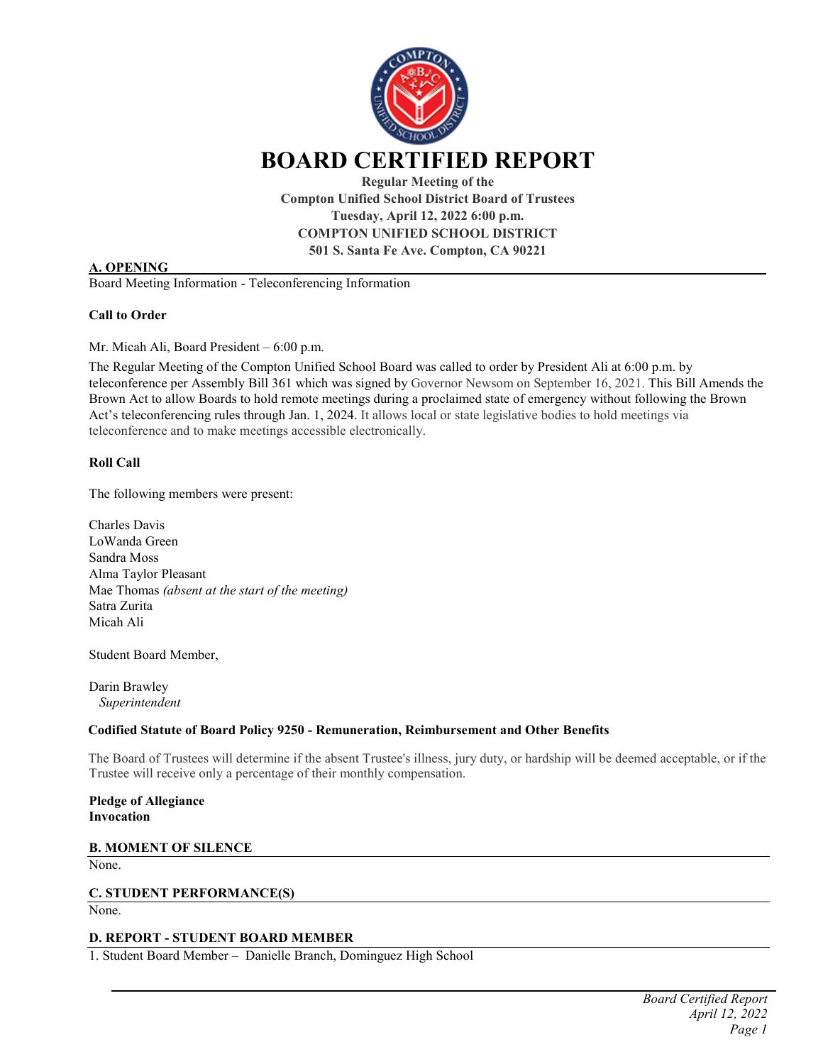# BOARD CERTIFIED REPORT

**Regular Meeting of the**
**Compton Unified School District Board of Trustees**
**Tuesday, April 12, 2022 6:00 p.m.**
**COMPTON UNIFIED SCHOOL DISTRICT**
**501 S. Santa Fe Ave. Compton, CA 90221**

## A. OPENING

Board Meeting Information - Teleconferencing Information

**Call to Order**

Mr. Micah Ali, Board President – 6:00 p.m.

The Regular Meeting of the Compton Unified School Board was called to order by President Ali at 6:00 p.m. by teleconference per Assembly Bill 361 which was signed by Governor Newsom on September 16, 2021. This Bill Amends the Brown Act to allow Boards to hold remote meetings during a proclaimed state of emergency without following the Brown Act's teleconferencing rules through Jan. 1, 2024. It allows local or state legislative bodies to hold meetings via teleconference and to make meetings accessible electronically.

**Roll Call**

The following members were present:

Charles Davis
LoWanda Green
Sandra Moss
Alma Taylor Pleasant
Mae Thomas *(absent at the start of the meeting)*
Satra Zurita
Micah Ali

Student Board Member,

Darin Brawley
*Superintendent*

**Codified Statute of Board Policy 9250 - Remuneration, Reimbursement and Other Benefits**

The Board of Trustees will determine if the absent Trustee's illness, jury duty, or hardship will be deemed acceptable, or if the Trustee will receive only a percentage of their monthly compensation.

**Pledge of Allegiance**
**Invocation**

## B. MOMENT OF SILENCE

None.

## C. STUDENT PERFORMANCE(S)

None.

## D. REPORT - STUDENT BOARD MEMBER

1. Student Board Member – Danielle Branch, Dominguez High School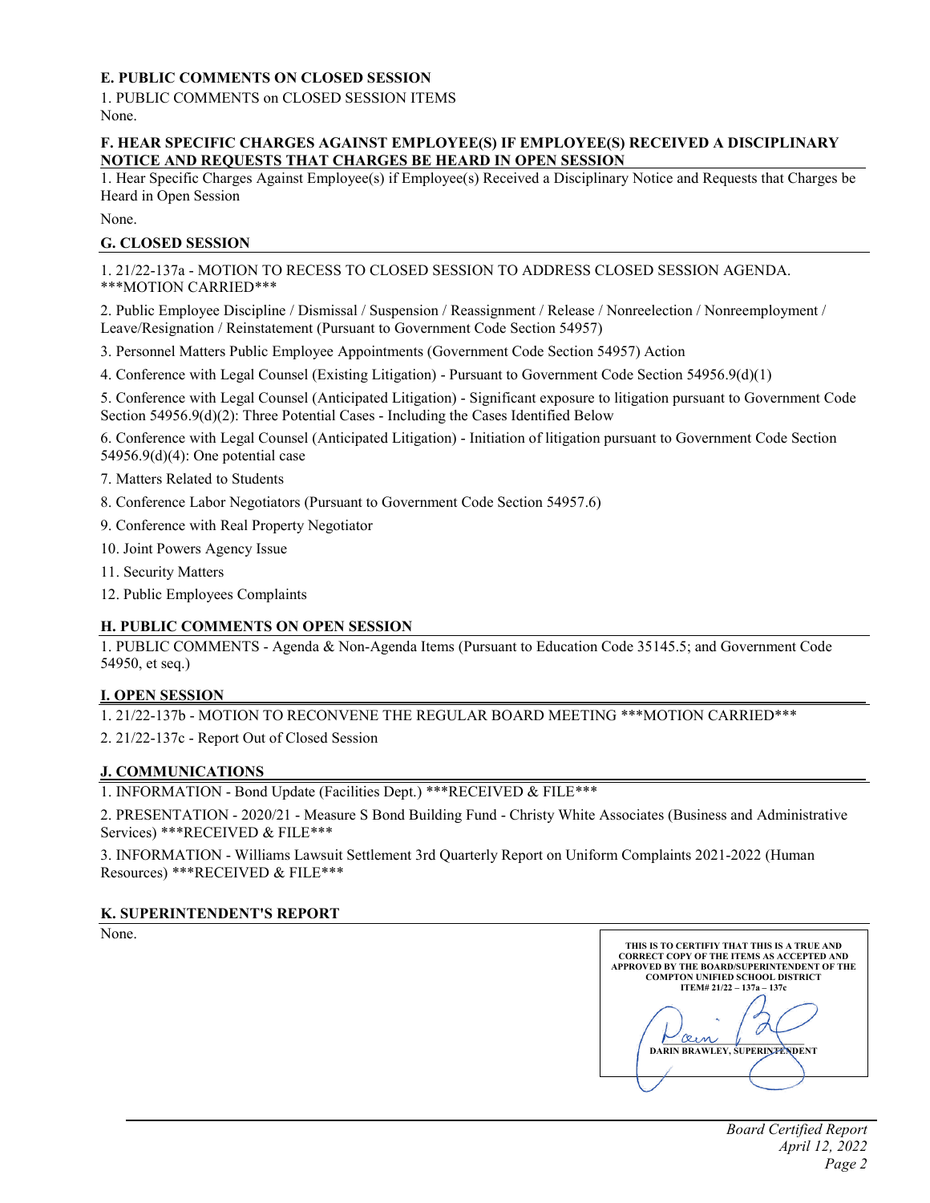## E. PUBLIC COMMENTS ON CLOSED SESSION

1. PUBLIC COMMENTS on CLOSED SESSION ITEMS
None.

## F. HEAR SPECIFIC CHARGES AGAINST EMPLOYEE(S) IF EMPLOYEE(S) RECEIVED A DISCIPLINARY NOTICE AND REQUESTS THAT CHARGES BE HEARD IN OPEN SESSION

1. Hear Specific Charges Against Employee(s) if Employee(s) Received a Disciplinary Notice and Requests that Charges be Heard in Open Session

None.

## G. CLOSED SESSION

1. 21/22-137a - MOTION TO RECESS TO CLOSED SESSION TO ADDRESS CLOSED SESSION AGENDA. ***MOTION CARRIED***

2. Public Employee Discipline / Dismissal / Suspension / Reassignment / Release / Nonreelection / Nonreemployment / Leave/Resignation / Reinstatement (Pursuant to Government Code Section 54957)

3. Personnel Matters Public Employee Appointments (Government Code Section 54957) Action

4. Conference with Legal Counsel (Existing Litigation) - Pursuant to Government Code Section 54956.9(d)(1)

5. Conference with Legal Counsel (Anticipated Litigation) - Significant exposure to litigation pursuant to Government Code Section 54956.9(d)(2): Three Potential Cases - Including the Cases Identified Below

6. Conference with Legal Counsel (Anticipated Litigation) - Initiation of litigation pursuant to Government Code Section 54956.9(d)(4): One potential case

7. Matters Related to Students

8. Conference Labor Negotiators (Pursuant to Government Code Section 54957.6)

9. Conference with Real Property Negotiator

10. Joint Powers Agency Issue

11. Security Matters

12. Public Employees Complaints

## H. PUBLIC COMMENTS ON OPEN SESSION

1. PUBLIC COMMENTS - Agenda & Non-Agenda Items (Pursuant to Education Code 35145.5; and Government Code 54950, et seq.)

## I. OPEN SESSION

1. 21/22-137b - MOTION TO RECONVENE THE REGULAR BOARD MEETING ***MOTION CARRIED***

2. 21/22-137c - Report Out of Closed Session

## J. COMMUNICATIONS

1. INFORMATION - Bond Update (Facilities Dept.) ***RECEIVED & FILE***

2. PRESENTATION - 2020/21 - Measure S Bond Building Fund - Christy White Associates (Business and Administrative Services) ***RECEIVED & FILE***

3. INFORMATION - Williams Lawsuit Settlement 3rd Quarterly Report on Uniform Complaints 2021-2022 (Human Resources) ***RECEIVED & FILE***

## K. SUPERINTENDENT'S REPORT

None.

**THIS IS TO CERTIFIY THAT THIS IS A TRUE AND CORRECT COPY OF THE ITEMS AS ACCEPTED AND APPROVED BY THE BOARD/SUPERINTENDENT OF THE COMPTON UNIFIED SCHOOL DISTRICT**
**ITEM# 21/22 – 137a – 137c**

**DARIN BRAWLEY, SUPERINTENDENT**

*Board Certified Report*
*April 12, 2022*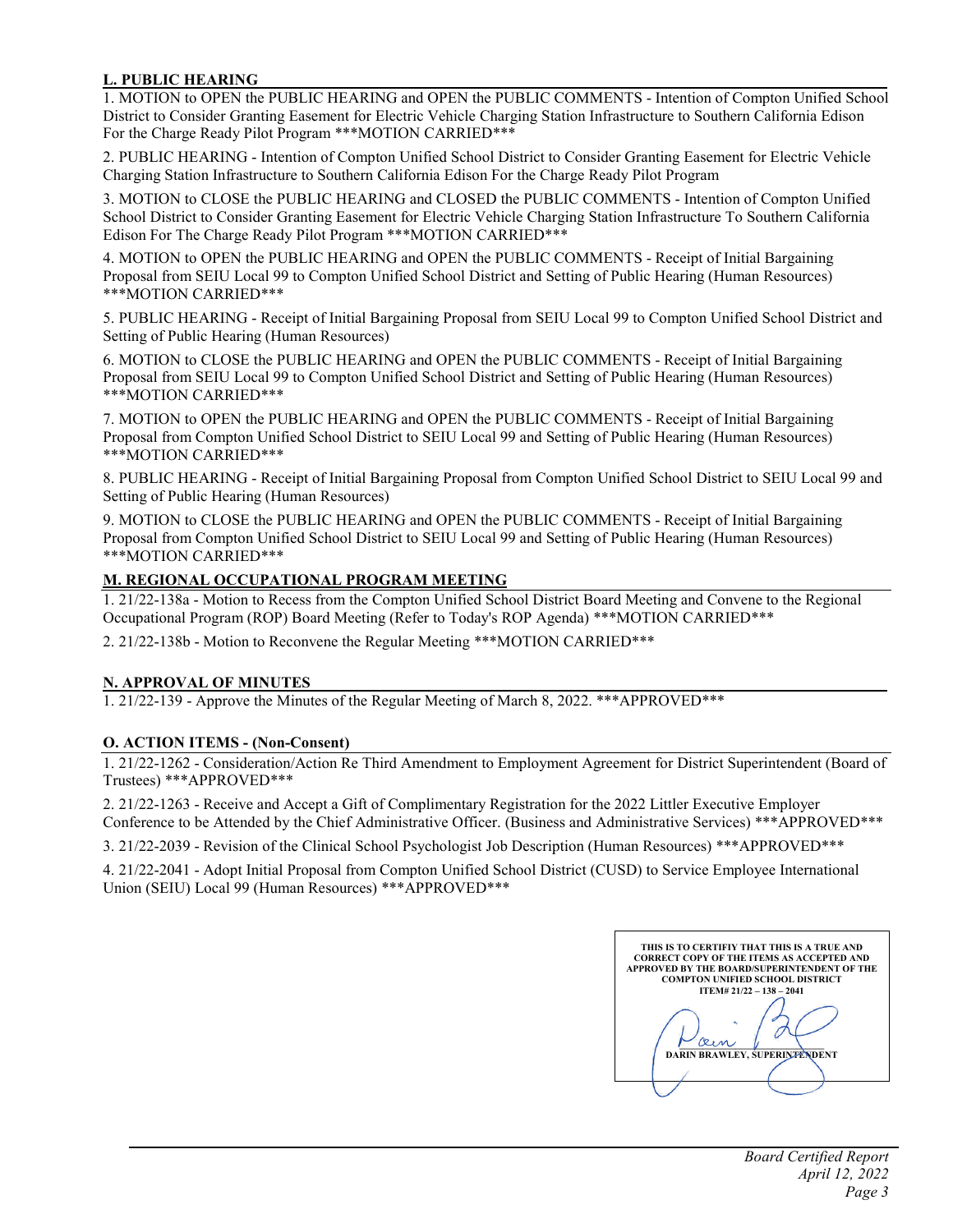## L. PUBLIC HEARING

1. MOTION to OPEN the PUBLIC HEARING and OPEN the PUBLIC COMMENTS - Intention of Compton Unified School District to Consider Granting Easement for Electric Vehicle Charging Station Infrastructure to Southern California Edison For the Charge Ready Pilot Program ***MOTION CARRIED***

2. PUBLIC HEARING - Intention of Compton Unified School District to Consider Granting Easement for Electric Vehicle Charging Station Infrastructure to Southern California Edison For the Charge Ready Pilot Program

3. MOTION to CLOSE the PUBLIC HEARING and CLOSED the PUBLIC COMMENTS - Intention of Compton Unified School District to Consider Granting Easement for Electric Vehicle Charging Station Infrastructure To Southern California Edison For The Charge Ready Pilot Program ***MOTION CARRIED***

4. MOTION to OPEN the PUBLIC HEARING and OPEN the PUBLIC COMMENTS - Receipt of Initial Bargaining Proposal from SEIU Local 99 to Compton Unified School District and Setting of Public Hearing (Human Resources) ***MOTION CARRIED***

5. PUBLIC HEARING - Receipt of Initial Bargaining Proposal from SEIU Local 99 to Compton Unified School District and Setting of Public Hearing (Human Resources)

6. MOTION to CLOSE the PUBLIC HEARING and OPEN the PUBLIC COMMENTS - Receipt of Initial Bargaining Proposal from SEIU Local 99 to Compton Unified School District and Setting of Public Hearing (Human Resources) ***MOTION CARRIED***

7. MOTION to OPEN the PUBLIC HEARING and OPEN the PUBLIC COMMENTS - Receipt of Initial Bargaining Proposal from Compton Unified School District to SEIU Local 99 and Setting of Public Hearing (Human Resources) ***MOTION CARRIED***

8. PUBLIC HEARING - Receipt of Initial Bargaining Proposal from Compton Unified School District to SEIU Local 99 and Setting of Public Hearing (Human Resources)

9. MOTION to CLOSE the PUBLIC HEARING and OPEN the PUBLIC COMMENTS - Receipt of Initial Bargaining Proposal from Compton Unified School District to SEIU Local 99 and Setting of Public Hearing (Human Resources) ***MOTION CARRIED***

## M. REGIONAL OCCUPATIONAL PROGRAM MEETING

1. 21/22-138a - Motion to Recess from the Compton Unified School District Board Meeting and Convene to the Regional Occupational Program (ROP) Board Meeting (Refer to Today's ROP Agenda) ***MOTION CARRIED***

2. 21/22-138b - Motion to Reconvene the Regular Meeting ***MOTION CARRIED***

## N. APPROVAL OF MINUTES

1. 21/22-139 - Approve the Minutes of the Regular Meeting of March 8, 2022. ***APPROVED***

## O. ACTION ITEMS - (Non-Consent)

1. 21/22-1262 - Consideration/Action Re Third Amendment to Employment Agreement for District Superintendent (Board of Trustees) ***APPROVED***

2. 21/22-1263 - Receive and Accept a Gift of Complimentary Registration for the 2022 Littler Executive Employer Conference to be Attended by the Chief Administrative Officer. (Business and Administrative Services) ***APPROVED***

3. 21/22-2039 - Revision of the Clinical School Psychologist Job Description (Human Resources) ***APPROVED***

4. 21/22-2041 - Adopt Initial Proposal from Compton Unified School District (CUSD) to Service Employee International Union (SEIU) Local 99 (Human Resources) ***APPROVED***

**THIS IS TO CERTIFIY THAT THIS IS A TRUE AND CORRECT COPY OF THE ITEMS AS ACCEPTED AND APPROVED BY THE BOARD/SUPERINTENDENT OF THE COMPTON UNIFIED SCHOOL DISTRICT ITEM# 21/22 – 138 – 2041**

**DARIN BRAWLEY, SUPERINTENDENT**

*Board Certified Report*
*April 12, 2022*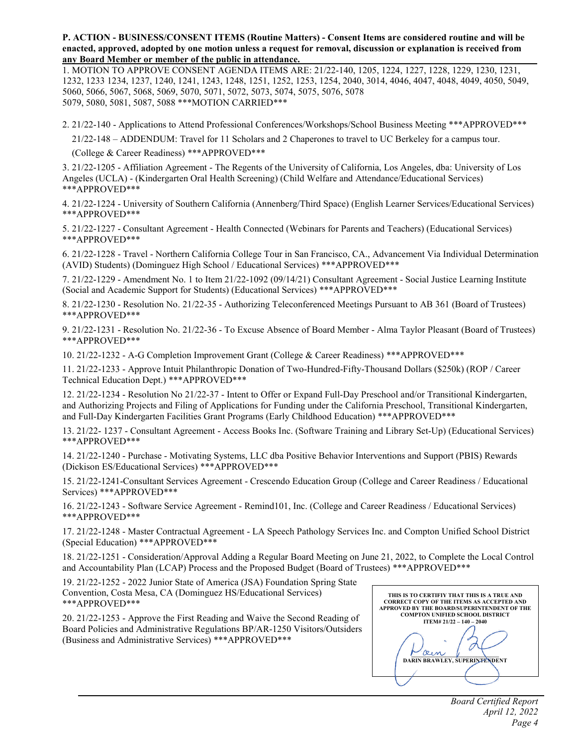**P. ACTION - BUSINESS/CONSENT ITEMS (Routine Matters) - Consent Items are considered routine and will be enacted, approved, adopted by one motion unless a request for removal, discussion or explanation is received from any Board Member or member of the public in attendance.**

1. MOTION TO APPROVE CONSENT AGENDA ITEMS ARE: 21/22-140, 1205, 1224, 1227, 1228, 1229, 1230, 1231, 1232, 1233 1234, 1237, 1240, 1241, 1243, 1248, 1251, 1252, 1253, 1254, 2040, 3014, 4046, 4047, 4048, 4049, 4050, 5049, 5060, 5066, 5067, 5068, 5069, 5070, 5071, 5072, 5073, 5074, 5075, 5076, 5078 5079, 5080, 5081, 5087, 5088 ***MOTION CARRIED***

2. 21/22-140 - Applications to Attend Professional Conferences/Workshops/School Business Meeting ***APPROVED***

   21/22-148 – ADDENDUM: Travel for 11 Scholars and 2 Chaperones to travel to UC Berkeley for a campus tour. (College & Career Readiness) ***APPROVED***

3. 21/22-1205 - Affiliation Agreement - The Regents of the University of California, Los Angeles, dba: University of Los Angeles (UCLA) - (Kindergarten Oral Health Screening) (Child Welfare and Attendance/Educational Services) ***APPROVED***

4. 21/22-1224 - University of Southern California (Annenberg/Third Space) (English Learner Services/Educational Services) ***APPROVED***

5. 21/22-1227 - Consultant Agreement - Health Connected (Webinars for Parents and Teachers) (Educational Services) ***APPROVED***

6. 21/22-1228 - Travel - Northern California College Tour in San Francisco, CA., Advancement Via Individual Determination (AVID) Students) (Dominguez High School / Educational Services) ***APPROVED***

7. 21/22-1229 - Amendment No. 1 to Item 21/22-1092 (09/14/21) Consultant Agreement - Social Justice Learning Institute (Social and Academic Support for Students) (Educational Services) ***APPROVED***

8. 21/22-1230 - Resolution No. 21/22-35 - Authorizing Teleconferenced Meetings Pursuant to AB 361 (Board of Trustees) ***APPROVED***

9. 21/22-1231 - Resolution No. 21/22-36 - To Excuse Absence of Board Member - Alma Taylor Pleasant (Board of Trustees) ***APPROVED***

10. 21/22-1232 - A-G Completion Improvement Grant (College & Career Readiness) ***APPROVED***

11. 21/22-1233 - Approve Intuit Philanthropic Donation of Two-Hundred-Fifty-Thousand Dollars ($250k) (ROP / Career Technical Education Dept.) ***APPROVED***

12. 21/22-1234 - Resolution No 21/22-37 - Intent to Offer or Expand Full-Day Preschool and/or Transitional Kindergarten, and Authorizing Projects and Filing of Applications for Funding under the California Preschool, Transitional Kindergarten, and Full-Day Kindergarten Facilities Grant Programs (Early Childhood Education) ***APPROVED***

13. 21/22- 1237 - Consultant Agreement - Access Books Inc. (Software Training and Library Set-Up) (Educational Services) ***APPROVED***

14. 21/22-1240 - Purchase - Motivating Systems, LLC dba Positive Behavior Interventions and Support (PBIS) Rewards (Dickison ES/Educational Services) ***APPROVED***

15. 21/22-1241-Consultant Services Agreement - Crescendo Education Group (College and Career Readiness / Educational Services) ***APPROVED***

16. 21/22-1243 - Software Service Agreement - Remind101, Inc. (College and Career Readiness / Educational Services) ***APPROVED***

17. 21/22-1248 - Master Contractual Agreement - LA Speech Pathology Services Inc. and Compton Unified School District (Special Education) ***APPROVED***

18. 21/22-1251 - Consideration/Approval Adding a Regular Board Meeting on June 21, 2022, to Complete the Local Control and Accountability Plan (LCAP) Process and the Proposed Budget (Board of Trustees) ***APPROVED***

19. 21/22-1252 - 2022 Junior State of America (JSA) Foundation Spring State Convention, Costa Mesa, CA (Dominguez HS/Educational Services) ***APPROVED***

20. 21/22-1253 - Approve the First Reading and Waive the Second Reading of Board Policies and Administrative Regulations BP/AR-1250 Visitors/Outsiders (Business and Administrative Services) ***APPROVED***

**THIS IS TO CERTIFIY THAT THIS IS A TRUE AND CORRECT COPY OF THE ITEMS AS ACCEPTED AND APPROVED BY THE BOARD/SUPERINTENDENT OF THE COMPTON UNIFIED SCHOOL DISTRICT ITEM# 21/22 – 140 – 2040**

**DARIN BRAWLEY, SUPERINTENDENT**

*Board Certified Report*
*April 12, 2022*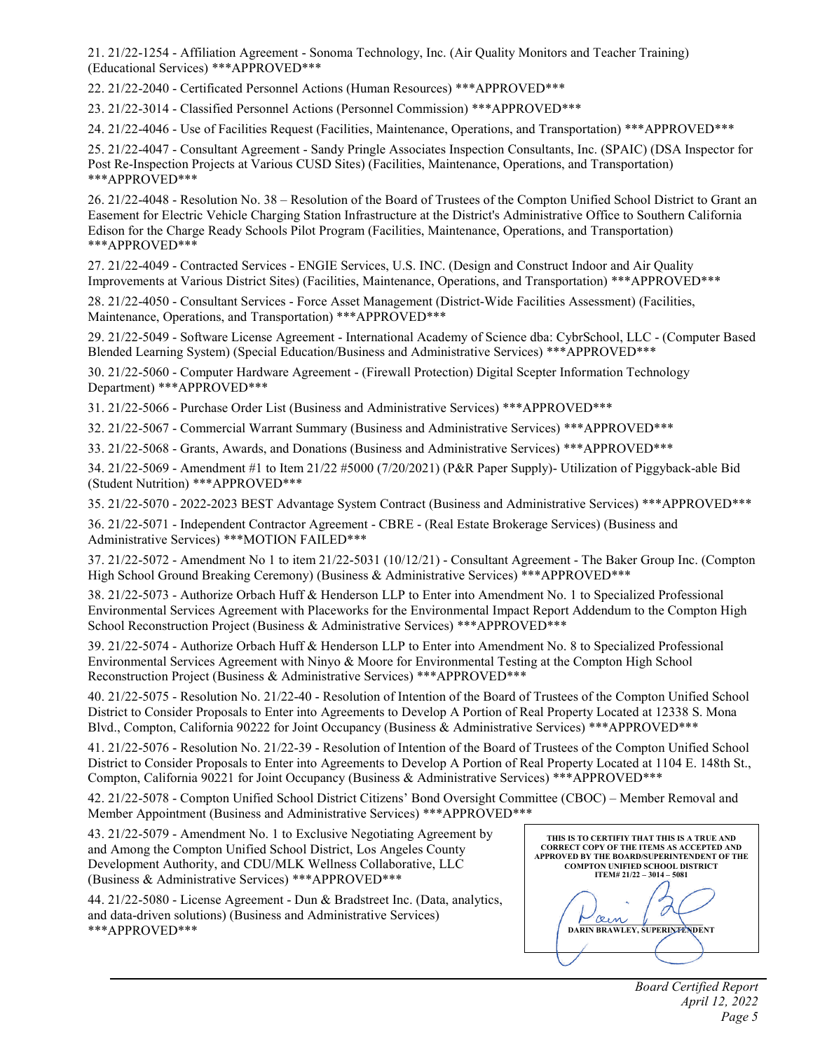21. 21/22-1254 - Affiliation Agreement - Sonoma Technology, Inc. (Air Quality Monitors and Teacher Training) (Educational Services) ***APPROVED***

22. 21/22-2040 - Certificated Personnel Actions (Human Resources) ***APPROVED***

23. 21/22-3014 - Classified Personnel Actions (Personnel Commission) ***APPROVED***

24. 21/22-4046 - Use of Facilities Request (Facilities, Maintenance, Operations, and Transportation) ***APPROVED***

25. 21/22-4047 - Consultant Agreement - Sandy Pringle Associates Inspection Consultants, Inc. (SPAIC) (DSA Inspector for Post Re-Inspection Projects at Various CUSD Sites) (Facilities, Maintenance, Operations, and Transportation) ***APPROVED***

26. 21/22-4048 - Resolution No. 38 – Resolution of the Board of Trustees of the Compton Unified School District to Grant an Easement for Electric Vehicle Charging Station Infrastructure at the District's Administrative Office to Southern California Edison for the Charge Ready Schools Pilot Program (Facilities, Maintenance, Operations, and Transportation) ***APPROVED***

27. 21/22-4049 - Contracted Services - ENGIE Services, U.S. INC. (Design and Construct Indoor and Air Quality Improvements at Various District Sites) (Facilities, Maintenance, Operations, and Transportation) ***APPROVED***

28. 21/22-4050 - Consultant Services - Force Asset Management (District-Wide Facilities Assessment) (Facilities, Maintenance, Operations, and Transportation) ***APPROVED***

29. 21/22-5049 - Software License Agreement - International Academy of Science dba: CybrSchool, LLC - (Computer Based Blended Learning System) (Special Education/Business and Administrative Services) ***APPROVED***

30. 21/22-5060 - Computer Hardware Agreement - (Firewall Protection) Digital Scepter Information Technology Department) ***APPROVED***

31. 21/22-5066 - Purchase Order List (Business and Administrative Services) ***APPROVED***

32. 21/22-5067 - Commercial Warrant Summary (Business and Administrative Services) ***APPROVED***

33. 21/22-5068 - Grants, Awards, and Donations (Business and Administrative Services) ***APPROVED***

34. 21/22-5069 - Amendment #1 to Item 21/22 #5000 (7/20/2021) (P&R Paper Supply)- Utilization of Piggyback-able Bid (Student Nutrition) ***APPROVED***

35. 21/22-5070 - 2022-2023 BEST Advantage System Contract (Business and Administrative Services) ***APPROVED***

36. 21/22-5071 - Independent Contractor Agreement - CBRE - (Real Estate Brokerage Services) (Business and Administrative Services) ***MOTION FAILED***

37. 21/22-5072 - Amendment No 1 to item 21/22-5031 (10/12/21) - Consultant Agreement - The Baker Group Inc. (Compton High School Ground Breaking Ceremony) (Business & Administrative Services) ***APPROVED***

38. 21/22-5073 - Authorize Orbach Huff & Henderson LLP to Enter into Amendment No. 1 to Specialized Professional Environmental Services Agreement with Placeworks for the Environmental Impact Report Addendum to the Compton High School Reconstruction Project (Business & Administrative Services) ***APPROVED***

39. 21/22-5074 - Authorize Orbach Huff & Henderson LLP to Enter into Amendment No. 8 to Specialized Professional Environmental Services Agreement with Ninyo & Moore for Environmental Testing at the Compton High School Reconstruction Project (Business & Administrative Services) ***APPROVED***

40. 21/22-5075 - Resolution No. 21/22-40 - Resolution of Intention of the Board of Trustees of the Compton Unified School District to Consider Proposals to Enter into Agreements to Develop A Portion of Real Property Located at 12338 S. Mona Blvd., Compton, California 90222 for Joint Occupancy (Business & Administrative Services) ***APPROVED***

41. 21/22-5076 - Resolution No. 21/22-39 - Resolution of Intention of the Board of Trustees of the Compton Unified School District to Consider Proposals to Enter into Agreements to Develop A Portion of Real Property Located at 1104 E. 148th St., Compton, California 90221 for Joint Occupancy (Business & Administrative Services) ***APPROVED***

42. 21/22-5078 - Compton Unified School District Citizens' Bond Oversight Committee (CBOC) – Member Removal and Member Appointment (Business and Administrative Services) ***APPROVED***

43. 21/22-5079 - Amendment No. 1 to Exclusive Negotiating Agreement by and Among the Compton Unified School District, Los Angeles County Development Authority, and CDU/MLK Wellness Collaborative, LLC (Business & Administrative Services) ***APPROVED***

44. 21/22-5080 - License Agreement - Dun & Bradstreet Inc. (Data, analytics, and data-driven solutions) (Business and Administrative Services) ***APPROVED***

**THIS IS TO CERTIFIY THAT THIS IS A TRUE AND CORRECT COPY OF THE ITEMS AS ACCEPTED AND APPROVED BY THE BOARD/SUPERINTENDENT OF THE COMPTON UNIFIED SCHOOL DISTRICT ITEM# 21/22 – 3014 – 5081**

**DARIN BRAWLEY, SUPERINTENDENT**

*Board Certified Report*
*April 12, 2022*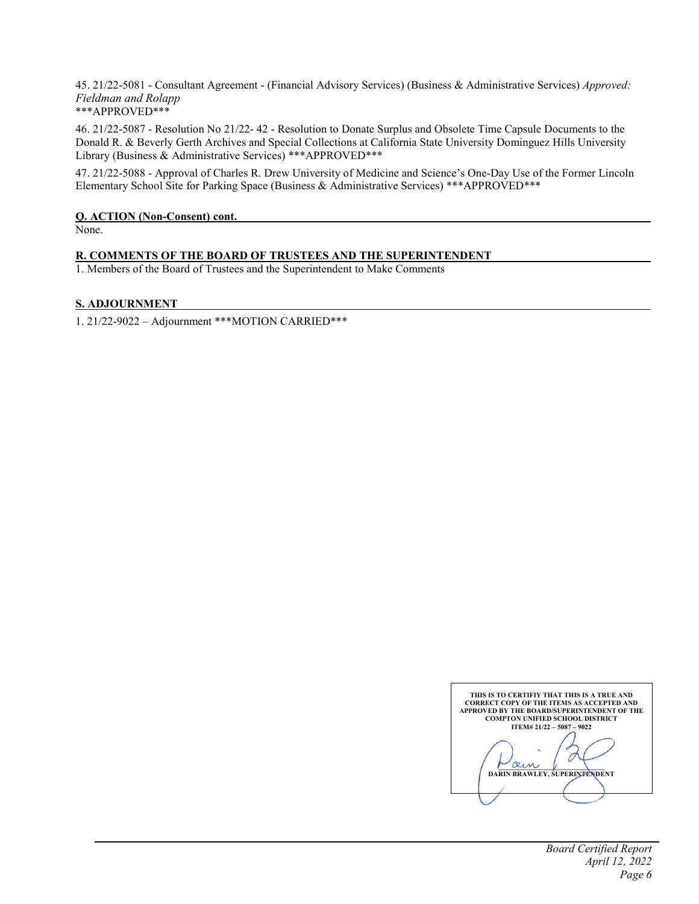45. 21/22-5081 - Consultant Agreement - (Financial Advisory Services) (Business & Administrative Services) *Approved: Fieldman and Rolapp*
***APPROVED***

46. 21/22-5087 - Resolution No 21/22- 42 - Resolution to Donate Surplus and Obsolete Time Capsule Documents to the Donald R. & Beverly Gerth Archives and Special Collections at California State University Dominguez Hills University Library (Business & Administrative Services) ***APPROVED***

47. 21/22-5088 - Approval of Charles R. Drew University of Medicine and Science's One-Day Use of the Former Lincoln Elementary School Site for Parking Space (Business & Administrative Services) ***APPROVED***

**Q. ACTION (Non-Consent) cont.**

None.

**R. COMMENTS OF THE BOARD OF TRUSTEES AND THE SUPERINTENDENT**

1. Members of the Board of Trustees and the Superintendent to Make Comments

**S. ADJOURNMENT**

1. 21/22-9022 – Adjournment ***MOTION CARRIED***

**THIS IS TO CERTIFIY THAT THIS IS A TRUE AND CORRECT COPY OF THE ITEMS AS ACCEPTED AND APPROVED BY THE BOARD/SUPERINTENDENT OF THE COMPTON UNIFIED SCHOOL DISTRICT**
**ITEM# 21/22 – 5087 – 9022**

**DARIN BRAWLEY, SUPERINTENDENT**

*Board Certified Report*
*April 12, 2022*